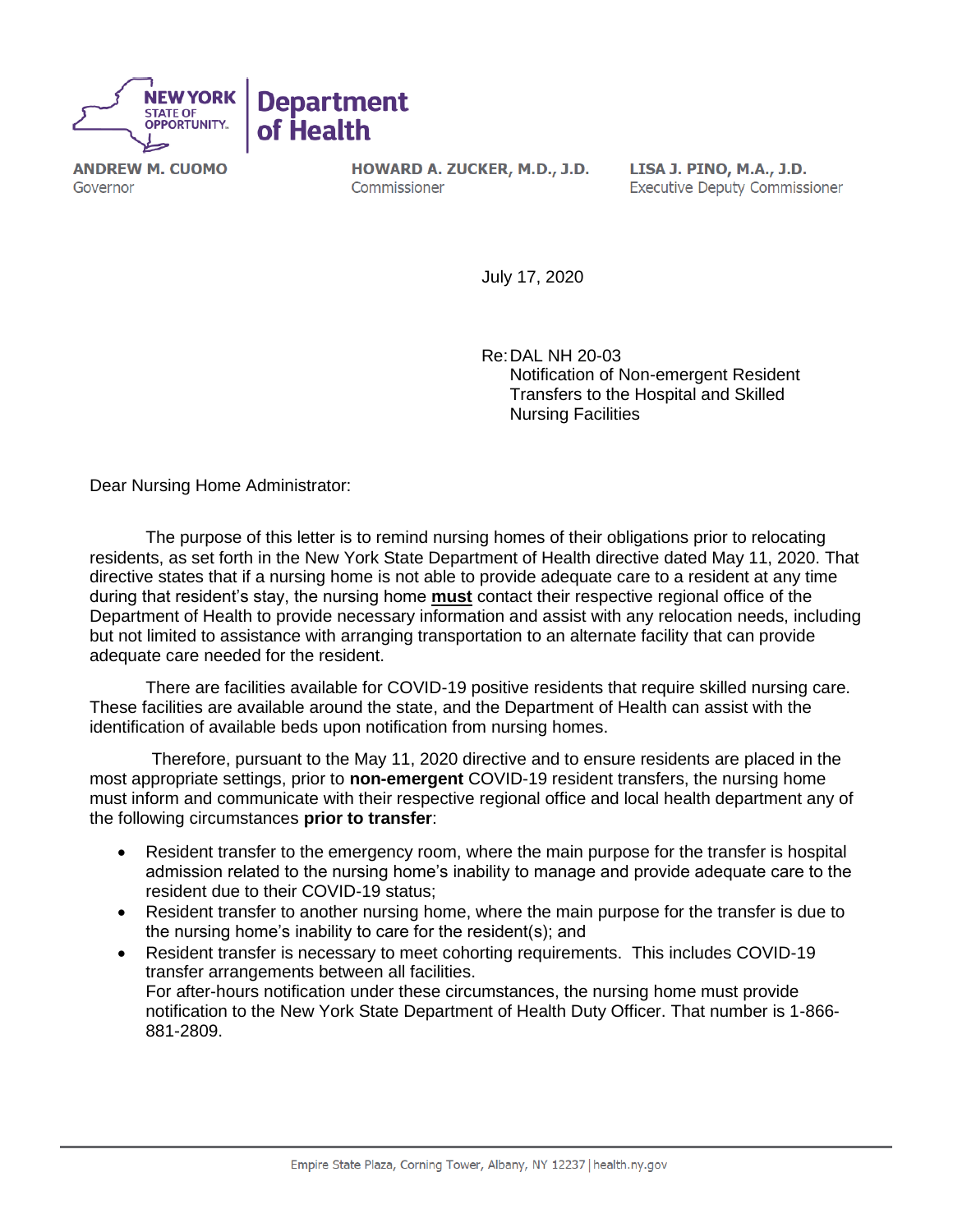**NEW YORK STATE OF OPPORTUNITY.** | **Department of Health**

**ANDREW M. CUOMO**
Governor

**HOWARD A. ZUCKER, M.D., J.D.**
Commissioner

**LISA J. PINO, M.A., J.D.**
Executive Deputy Commissioner

July 17, 2020

Re: DAL NH 20-03
Notification of Non-emergent Resident Transfers to the Hospital and Skilled Nursing Facilities

Dear Nursing Home Administrator:

The purpose of this letter is to remind nursing homes of their obligations prior to relocating residents, as set forth in the New York State Department of Health directive dated May 11, 2020. That directive states that if a nursing home is not able to provide adequate care to a resident at any time during that resident's stay, the nursing home **must** contact their respective regional office of the Department of Health to provide necessary information and assist with any relocation needs, including but not limited to assistance with arranging transportation to an alternate facility that can provide adequate care needed for the resident.

There are facilities available for COVID-19 positive residents that require skilled nursing care. These facilities are available around the state, and the Department of Health can assist with the identification of available beds upon notification from nursing homes.

Therefore, pursuant to the May 11, 2020 directive and to ensure residents are placed in the most appropriate settings, prior to **non-emergent** COVID-19 resident transfers, the nursing home must inform and communicate with their respective regional office and local health department any of the following circumstances **prior to transfer**:

- Resident transfer to the emergency room, where the main purpose for the transfer is hospital admission related to the nursing home's inability to manage and provide adequate care to the resident due to their COVID-19 status;
- Resident transfer to another nursing home, where the main purpose for the transfer is due to the nursing home's inability to care for the resident(s); and
- Resident transfer is necessary to meet cohorting requirements. This includes COVID-19 transfer arrangements between all facilities.
  For after-hours notification under these circumstances, the nursing home must provide notification to the New York State Department of Health Duty Officer. That number is 1-866-881-2809.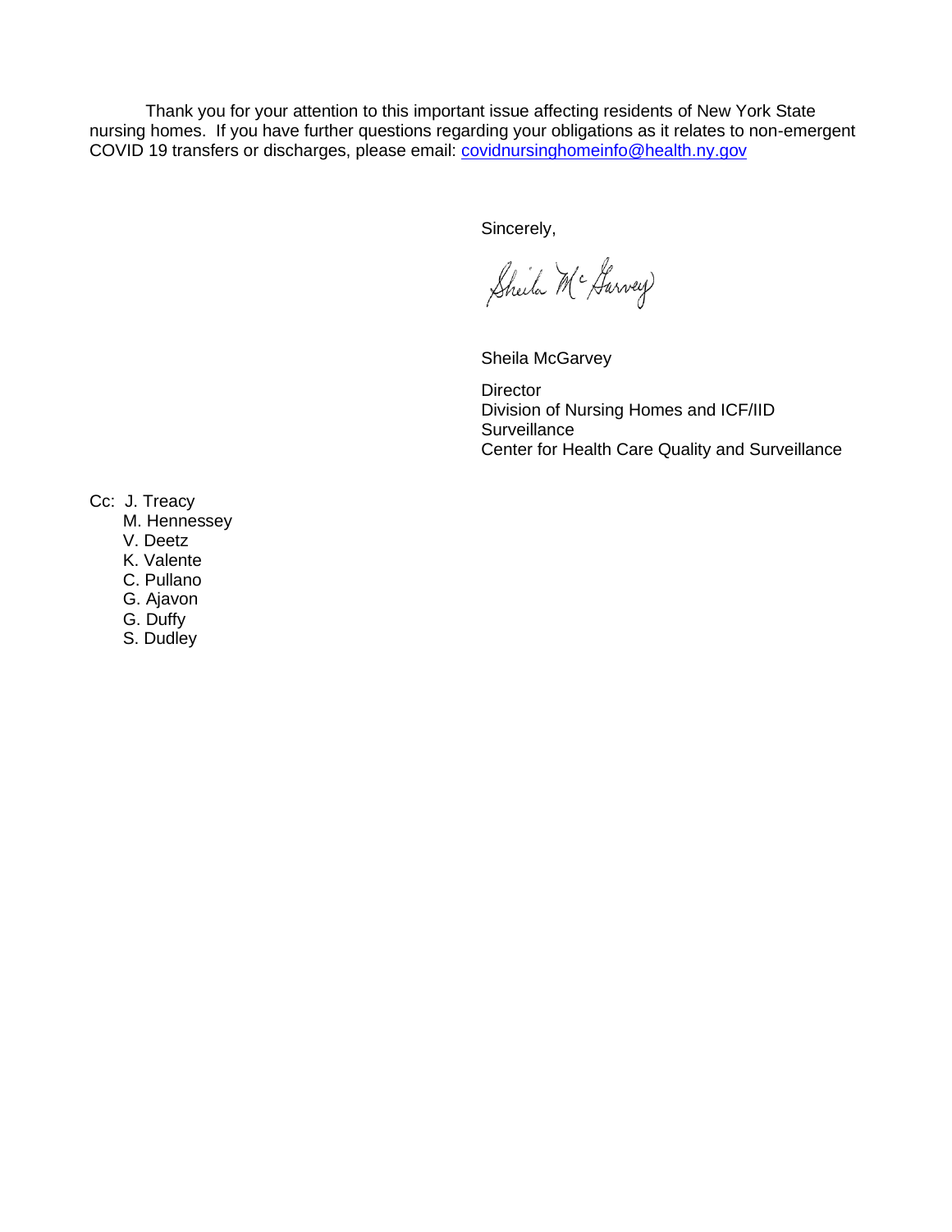Thank you for your attention to this important issue affecting residents of New York State nursing homes. If you have further questions regarding your obligations as it relates to non-emergent COVID 19 transfers or discharges, please email: [covidnursinghomeinfo@health.ny.gov](mailto:covidnursinghomeinfo@health.ny.gov)

Sincerely,

Sheila McGarvey

Sheila McGarvey

Director
Division of Nursing Homes and ICF/IID Surveillance
Center for Health Care Quality and Surveillance

Cc: J. Treacy
M. Hennessey
V. Deetz
K. Valente
C. Pullano
G. Ajavon
G. Duffy
S. Dudley